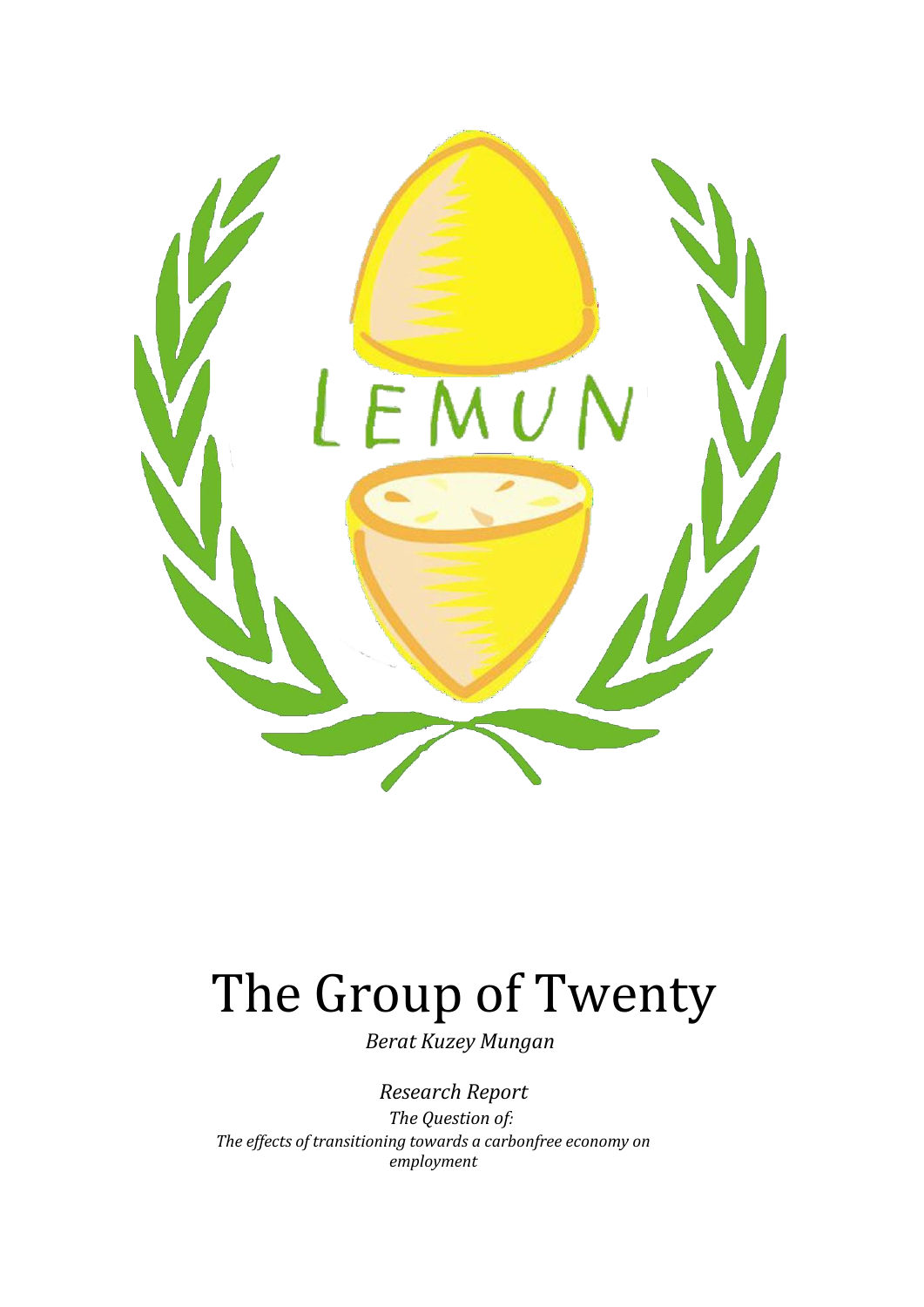# The Group of Twenty

*Berat Kuzey Mungan*

*Research Report*

*The Question of:*

*The effects of transitioning towards a carbonfree economy on employment*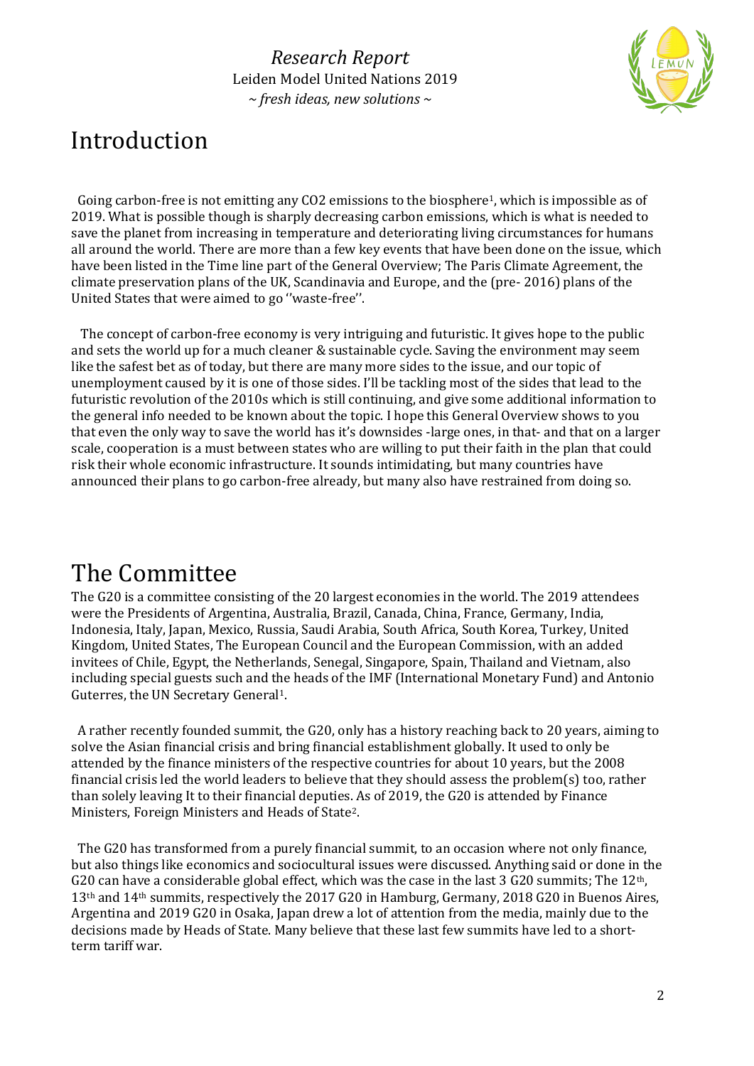# Introduction

Going carbon-free is not emitting any $CO_2$ emissions to the biosphere[1], which is impossible as of 2019. What is possible though is sharply decreasing carbon emissions, which is what is needed to save the planet from increasing in temperature and deteriorating living circumstances for humans all around the world. There are more than a few key events that have been done on the issue, which have been listed in the Time line part of the General Overview; The Paris Climate Agreement, the climate preservation plans of the UK, Scandinavia and Europe, and the (pre- 2016) plans of the United States that were aimed to go ''waste-free''.

The concept of carbon-free economy is very intriguing and futuristic. It gives hope to the public and sets the world up for a much cleaner & sustainable cycle. Saving the environment may seem like the safest bet as of today, but there are many more sides to the issue, and our topic of unemployment caused by it is one of those sides. I'll be tackling most of the sides that lead to the futuristic revolution of the 2010s which is still continuing, and give some additional information to the general info needed to be known about the topic. I hope this General Overview shows to you that even the only way to save the world has it's downsides -large ones, in that- and that on a larger scale, cooperation is a must between states who are willing to put their faith in the plan that could risk their whole economic infrastructure. It sounds intimidating, but many countries have announced their plans to go carbon-free already, but many also have restrained from doing so.

# The Committee

The G20 is a committee consisting of the 20 largest economies in the world. The 2019 attendees were the Presidents of Argentina, Australia, Brazil, Canada, China, France, Germany, India, Indonesia, Italy, Japan, Mexico, Russia, Saudi Arabia, South Africa, South Korea, Turkey, United Kingdom, United States, The European Council and the European Commission, with an added invitees of Chile, Egypt, the Netherlands, Senegal, Singapore, Spain, Thailand and Vietnam, also including special guests such and the heads of the IMF (International Monetary Fund) and Antonio Guterres, the UN Secretary General[1].

A rather recently founded summit, the G20, only has a history reaching back to 20 years, aiming to solve the Asian financial crisis and bring financial establishment globally. It used to only be attended by the finance ministers of the respective countries for about 10 years, but the 2008 financial crisis led the world leaders to believe that they should assess the problem(s) too, rather than solely leaving It to their financial deputies. As of 2019, the G20 is attended by Finance Ministers, Foreign Ministers and Heads of State[2].

The G20 has transformed from a purely financial summit, to an occasion where not only finance, but also things like economics and sociocultural issues were discussed. Anything said or done in the G20 can have a considerable global effect, which was the case in the last 3 G20 summits; The 12th, 13th and 14th summits, respectively the 2017 G20 in Hamburg, Germany, 2018 G20 in Buenos Aires, Argentina and 2019 G20 in Osaka, Japan drew a lot of attention from the media, mainly due to the decisions made by Heads of State. Many believe that these last few summits have led to a short-term tariff war.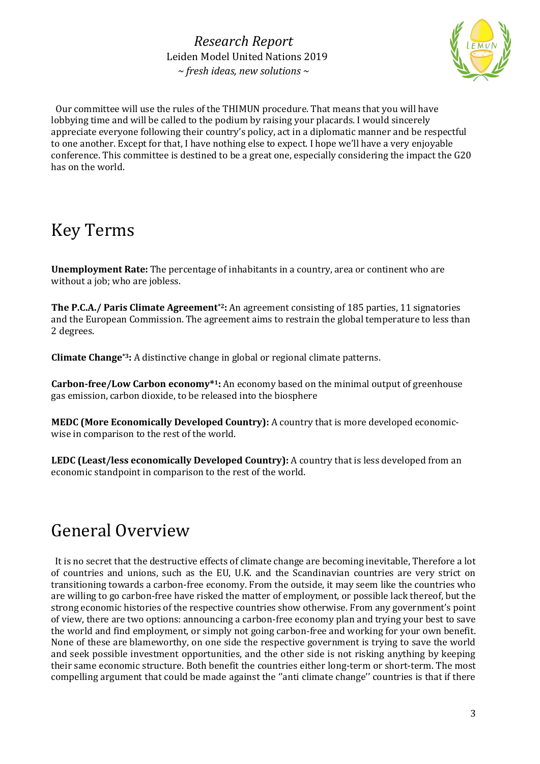Our committee will use the rules of the THIMUN procedure. That means that you will have lobbying time and will be called to the podium by raising your placards. I would sincerely appreciate everyone following their country's policy, act in a diplomatic manner and be respectful to one another. Except for that, I have nothing else to expect. I hope we'll have a very enjoyable conference. This committee is destined to be a great one, especially considering the impact the G20 has on the world.

# Key Terms

**Unemployment Rate:** The percentage of inhabitants in a country, area or continent who are without a job; who are jobless.

**The P.C.A./ Paris Climate Agreement*2:** An agreement consisting of 185 parties, 11 signatories and the European Commission. The agreement aims to restrain the global temperature to less than 2 degrees.

**Climate Change*3:** A distinctive change in global or regional climate patterns.

**Carbon-free/Low Carbon economy*1:** An economy based on the minimal output of greenhouse gas emission, carbon dioxide, to be released into the biosphere

**MEDC (More Economically Developed Country):** A country that is more developed economic-wise in comparison to the rest of the world.

**LEDC (Least/less economically Developed Country):** A country that is less developed from an economic standpoint in comparison to the rest of the world.

# General Overview

It is no secret that the destructive effects of climate change are becoming inevitable, Therefore a lot of countries and unions, such as the EU, U.K. and the Scandinavian countries are very strict on transitioning towards a carbon-free economy. From the outside, it may seem like the countries who are willing to go carbon-free have risked the matter of employment, or possible lack thereof, but the strong economic histories of the respective countries show otherwise. From any government's point of view, there are two options: announcing a carbon-free economy plan and trying your best to save the world and find employment, or simply not going carbon-free and working for your own benefit. None of these are blameworthy, on one side the respective government is trying to save the world and seek possible investment opportunities, and the other side is not risking anything by keeping their same economic structure. Both benefit the countries either long-term or short-term. The most compelling argument that could be made against the ''anti climate change'' countries is that if there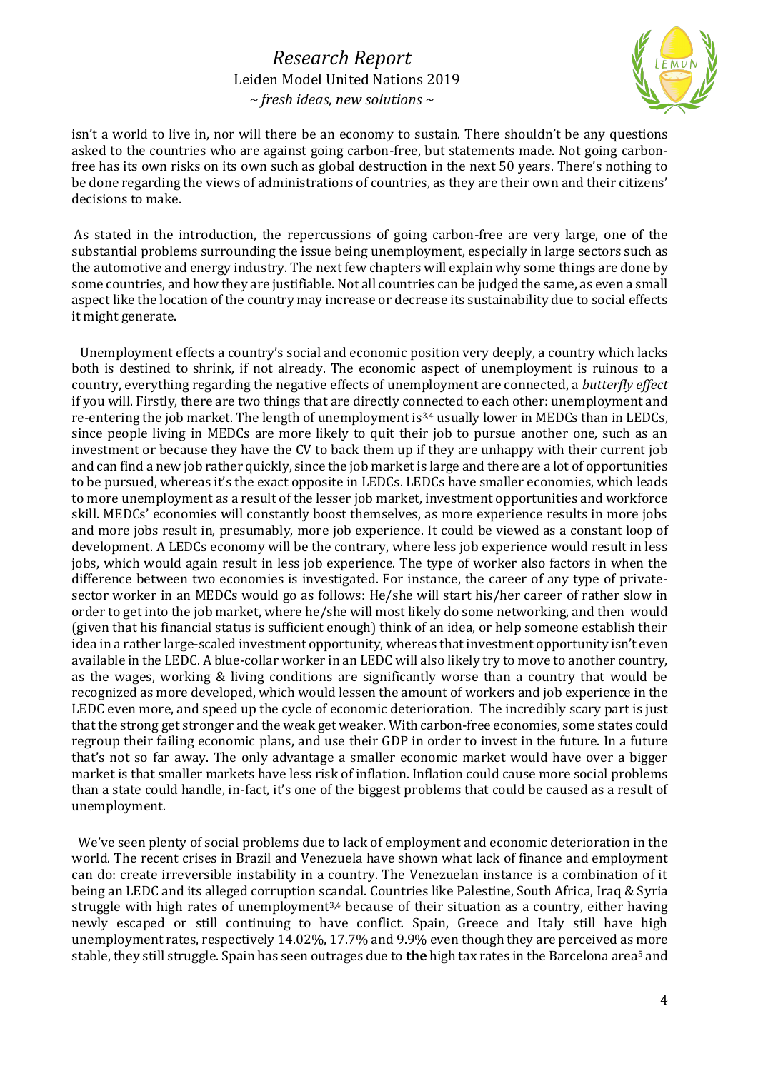isn't a world to live in, nor will there be an economy to sustain. There shouldn't be any questions asked to the countries who are against going carbon-free, but statements made. Not going carbon-free has its own risks on its own such as global destruction in the next 50 years. There's nothing to be done regarding the views of administrations of countries, as they are their own and their citizens' decisions to make.

As stated in the introduction, the repercussions of going carbon-free are very large, one of the substantial problems surrounding the issue being unemployment, especially in large sectors such as the automotive and energy industry. The next few chapters will explain why some things are done by some countries, and how they are justifiable. Not all countries can be judged the same, as even a small aspect like the location of the country may increase or decrease its sustainability due to social effects it might generate.

Unemployment effects a country's social and economic position very deeply, a country which lacks both is destined to shrink, if not already. The economic aspect of unemployment is ruinous to a country, everything regarding the negative effects of unemployment are connected, a *butterfly effect* if you will. Firstly, there are two things that are directly connected to each other: unemployment and re-entering the job market. The length of unemployment is[3,4] usually lower in MEDCs than in LEDCs, since people living in MEDCs are more likely to quit their job to pursue another one, such as an investment or because they have the CV to back them up if they are unhappy with their current job and can find a new job rather quickly, since the job market is large and there are a lot of opportunities to be pursued, whereas it's the exact opposite in LEDCs. LEDCs have smaller economies, which leads to more unemployment as a result of the lesser job market, investment opportunities and workforce skill. MEDCs' economies will constantly boost themselves, as more experience results in more jobs and more jobs result in, presumably, more job experience. It could be viewed as a constant loop of development. A LEDCs economy will be the contrary, where less job experience would result in less jobs, which would again result in less job experience. The type of worker also factors in when the difference between two economies is investigated. For instance, the career of any type of private-sector worker in an MEDCs would go as follows: He/she will start his/her career of rather slow in order to get into the job market, where he/she will most likely do some networking, and then would (given that his financial status is sufficient enough) think of an idea, or help someone establish their idea in a rather large-scaled investment opportunity, whereas that investment opportunity isn't even available in the LEDC. A blue-collar worker in an LEDC will also likely try to move to another country, as the wages, working & living conditions are significantly worse than a country that would be recognized as more developed, which would lessen the amount of workers and job experience in the LEDC even more, and speed up the cycle of economic deterioration. The incredibly scary part is just that the strong get stronger and the weak get weaker. With carbon-free economies, some states could regroup their failing economic plans, and use their GDP in order to invest in the future. In a future that's not so far away. The only advantage a smaller economic market would have over a bigger market is that smaller markets have less risk of inflation. Inflation could cause more social problems than a state could handle, in-fact, it's one of the biggest problems that could be caused as a result of unemployment.

We've seen plenty of social problems due to lack of employment and economic deterioration in the world. The recent crises in Brazil and Venezuela have shown what lack of finance and employment can do: create irreversible instability in a country. The Venezuelan instance is a combination of it being an LEDC and its alleged corruption scandal. Countries like Palestine, South Africa, Iraq & Syria struggle with high rates of unemployment[3,4] because of their situation as a country, either having newly escaped or still continuing to have conflict. Spain, Greece and Italy still have high unemployment rates, respectively 14.02%, 17.7% and 9.9% even though they are perceived as more stable, they still struggle. Spain has seen outrages due to **the** high tax rates in the Barcelona area[5] and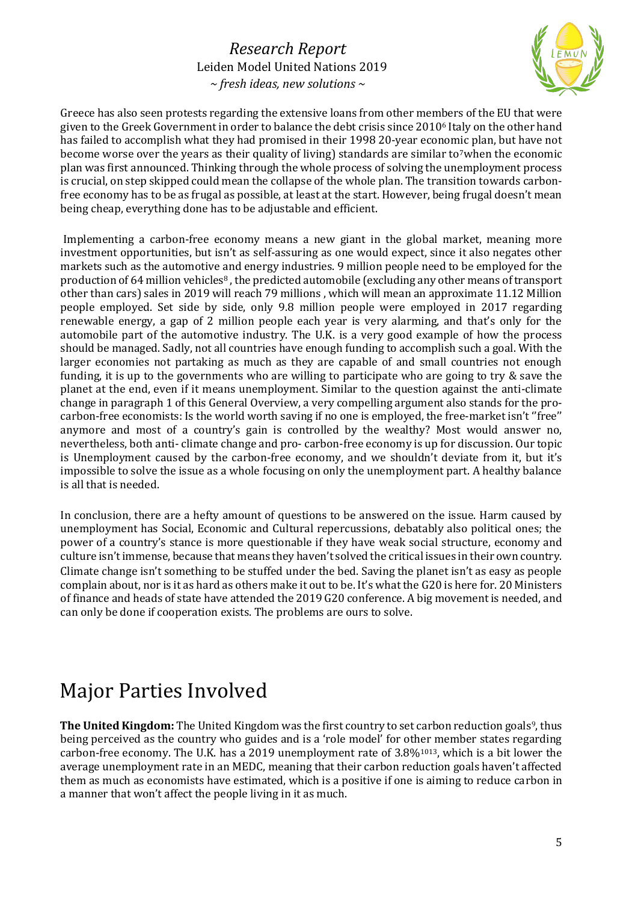Greece has also seen protests regarding the extensive loans from other members of the EU that were given to the Greek Government in order to balance the debt crisis since 2010[6] Italy on the other hand has failed to accomplish what they had promised in their 1998 20-year economic plan, but have not become worse over the years as their quality of living) standards are similar to[7]when the economic plan was first announced. Thinking through the whole process of solving the unemployment process is crucial, on step skipped could mean the collapse of the whole plan. The transition towards carbon-free economy has to be as frugal as possible, at least at the start. However, being frugal doesn't mean being cheap, everything done has to be adjustable and efficient.

Implementing a carbon-free economy means a new giant in the global market, meaning more investment opportunities, but isn't as self-assuring as one would expect, since it also negates other markets such as the automotive and energy industries. 9 million people need to be employed for the production of 64 million vehicles[8] , the predicted automobile (excluding any other means of transport other than cars) sales in 2019 will reach 79 millions , which will mean an approximate 11.12 Million people employed. Set side by side, only 9.8 million people were employed in 2017 regarding renewable energy, a gap of 2 million people each year is very alarming, and that's only for the automobile part of the automotive industry. The U.K. is a very good example of how the process should be managed. Sadly, not all countries have enough funding to accomplish such a goal. With the larger economies not partaking as much as they are capable of and small countries not enough funding, it is up to the governments who are willing to participate who are going to try & save the planet at the end, even if it means unemployment. Similar to the question against the anti-climate change in paragraph 1 of this General Overview, a very compelling argument also stands for the pro-carbon-free economists: Is the world worth saving if no one is employed, the free-market isn't ''free'' anymore and most of a country's gain is controlled by the wealthy? Most would answer no, nevertheless, both anti- climate change and pro- carbon-free economy is up for discussion. Our topic is Unemployment caused by the carbon-free economy, and we shouldn't deviate from it, but it's impossible to solve the issue as a whole focusing on only the unemployment part. A healthy balance is all that is needed.

In conclusion, there are a hefty amount of questions to be answered on the issue. Harm caused by unemployment has Social, Economic and Cultural repercussions, debatably also political ones; the power of a country's stance is more questionable if they have weak social structure, economy and culture isn't immense, because that means they haven't solved the critical issues in their own country. Climate change isn't something to be stuffed under the bed. Saving the planet isn't as easy as people complain about, nor is it as hard as others make it out to be. It's what the G20 is here for. 20 Ministers of finance and heads of state have attended the 2019 G20 conference. A big movement is needed, and can only be done if cooperation exists. The problems are ours to solve.

# Major Parties Involved

**The United Kingdom:** The United Kingdom was the first country to set carbon reduction goals[9], thus being perceived as the country who guides and is a 'role model' for other member states regarding carbon-free economy. The U.K. has a 2019 unemployment rate of 3.8%[10][13], which is a bit lower the average unemployment rate in an MEDC, meaning that their carbon reduction goals haven't affected them as much as economists have estimated, which is a positive if one is aiming to reduce carbon in a manner that won't affect the people living in it as much.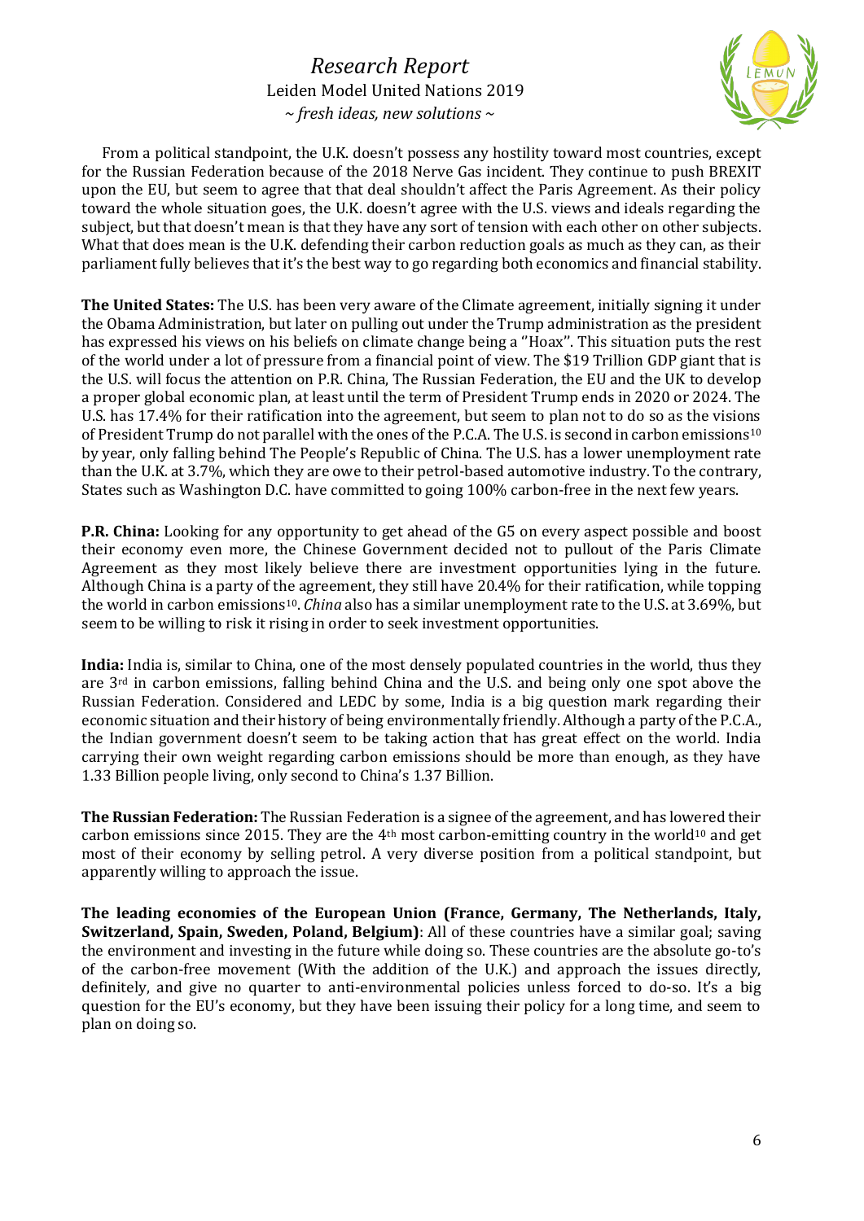From a political standpoint, the U.K. doesn't possess any hostility toward most countries, except for the Russian Federation because of the 2018 Nerve Gas incident. They continue to push BREXIT upon the EU, but seem to agree that that deal shouldn't affect the Paris Agreement. As their policy toward the whole situation goes, the U.K. doesn't agree with the U.S. views and ideals regarding the subject, but that doesn't mean is that they have any sort of tension with each other on other subjects. What that does mean is the U.K. defending their carbon reduction goals as much as they can, as their parliament fully believes that it's the best way to go regarding both economics and financial stability.

**The United States:** The U.S. has been very aware of the Climate agreement, initially signing it under the Obama Administration, but later on pulling out under the Trump administration as the president has expressed his views on his beliefs on climate change being a ''Hoax''. This situation puts the rest of the world under a lot of pressure from a financial point of view. The $19 Trillion GDP giant that is the U.S. will focus the attention on P.R. China, The Russian Federation, the EU and the UK to develop a proper global economic plan, at least until the term of President Trump ends in 2020 or 2024. The U.S. has 17.4% for their ratification into the agreement, but seem to plan not to do so as the visions of President Trump do not parallel with the ones of the P.C.A. The U.S. is second in carbon emissions[10] by year, only falling behind The People's Republic of China. The U.S. has a lower unemployment rate than the U.K. at 3.7%, which they are owe to their petrol-based automotive industry. To the contrary, States such as Washington D.C. have committed to going 100% carbon-free in the next few years.

**P.R. China:** Looking for any opportunity to get ahead of the G5 on every aspect possible and boost their economy even more, the Chinese Government decided not to pullout of the Paris Climate Agreement as they most likely believe there are investment opportunities lying in the future. Although China is a party of the agreement, they still have 20.4% for their ratification, while topping the world in carbon emissions[10]. *China* also has a similar unemployment rate to the U.S. at 3.69%, but seem to be willing to risk it rising in order to seek investment opportunities.

**India:** India is, similar to China, one of the most densely populated countries in the world, thus they are 3rd in carbon emissions, falling behind China and the U.S. and being only one spot above the Russian Federation. Considered and LEDC by some, India is a big question mark regarding their economic situation and their history of being environmentally friendly. Although a party of the P.C.A., the Indian government doesn't seem to be taking action that has great effect on the world. India carrying their own weight regarding carbon emissions should be more than enough, as they have 1.33 Billion people living, only second to China's 1.37 Billion.

**The Russian Federation:** The Russian Federation is a signee of the agreement, and has lowered their carbon emissions since 2015. They are the 4th most carbon-emitting country in the world[10] and get most of their economy by selling petrol. A very diverse position from a political standpoint, but apparently willing to approach the issue.

**The leading economies of the European Union (France, Germany, The Netherlands, Italy, Switzerland, Spain, Sweden, Poland, Belgium)**: All of these countries have a similar goal; saving the environment and investing in the future while doing so. These countries are the absolute go-to's of the carbon-free movement (With the addition of the U.K.) and approach the issues directly, definitely, and give no quarter to anti-environmental policies unless forced to do-so. It's a big question for the EU's economy, but they have been issuing their policy for a long time, and seem to plan on doing so.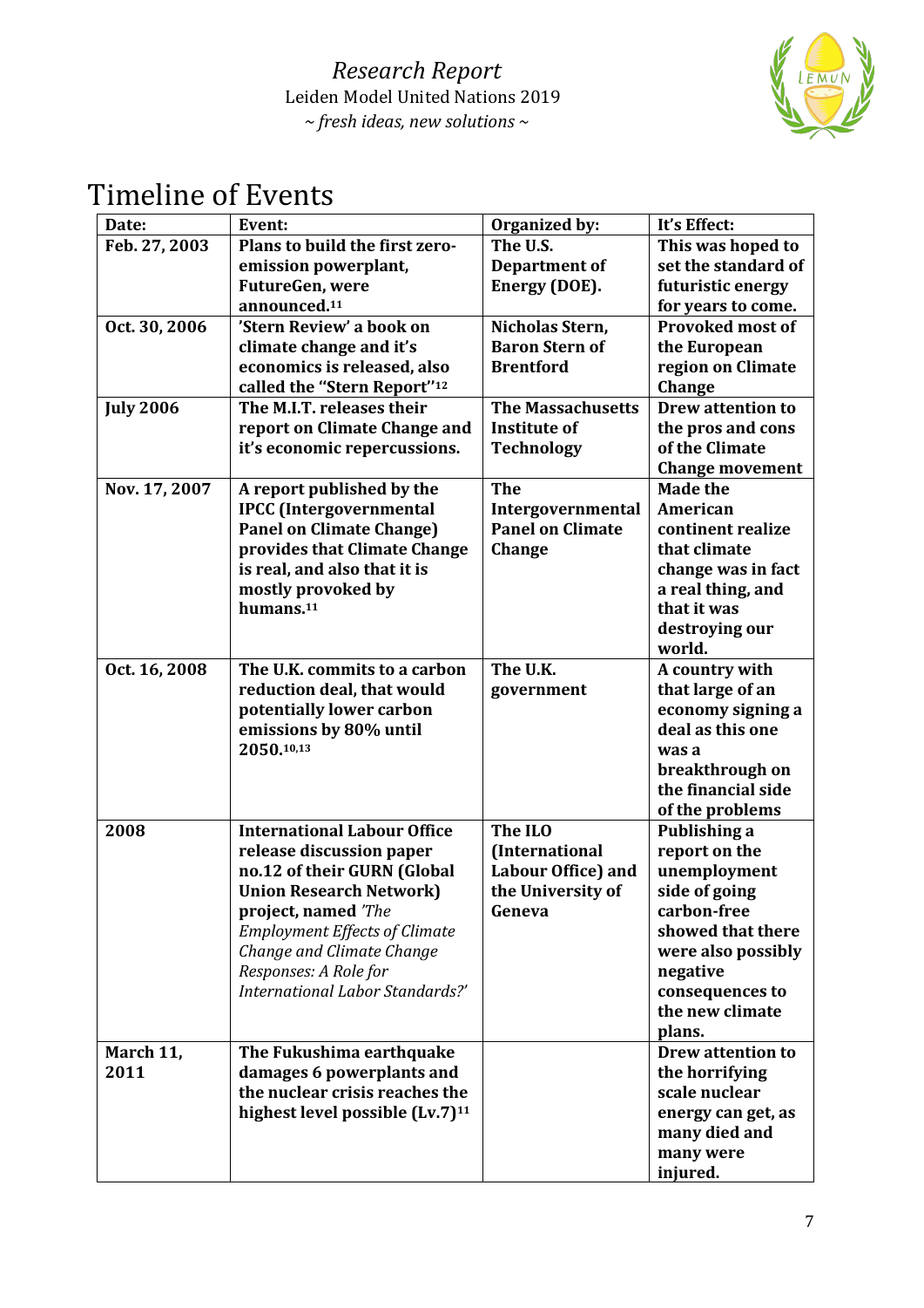# Timeline of Events

| Date: | Event: | Organized by: | It's Effect: |
|---|---|---|---|
| Feb. 27, 2003 | **Plans to build the first zero-emission powerplant, FutureGen, were announced.[11]** | **The U.S. Department of Energy (DOE).** | **This was hoped to set the standard of futuristic energy for years to come.** |
| Oct. 30, 2006 | **'Stern Review' a book on climate change and it's economics is released, also called the "Stern Report"[12]** | **Nicholas Stern, Baron Stern of Brentford** | **Provoked most of the European region on Climate Change** |
| July 2006 | **The M.I.T. releases their report on Climate Change and it's economic repercussions.** | **The Massachusetts Institute of Technology** | **Drew attention to the pros and cons of the Climate Change movement** |
| Nov. 17, 2007 | **A report published by the IPCC (Intergovernmental Panel on Climate Change) provides that Climate Change is real, and also that it is mostly provoked by humans.[11]** | **The Intergovernmental Panel on Climate Change** | **Made the American continent realize that climate change was in fact a real thing, and that it was destroying our world.** |
| Oct. 16, 2008 | **The U.K. commits to a carbon reduction deal, that would potentially lower carbon emissions by 80% until 2050.[10,13]** | **The U.K. government** | **A country with that large of an economy signing a deal as this one was a breakthrough on the financial side of the problems** |
| 2008 | **International Labour Office release discussion paper no.12 of their GURN (Global Union Research Network) project, named** *'The Employment Effects of Climate Change and Climate Change Responses: A Role for International Labor Standards?'* | **The ILO (International Labour Office) and the University of Geneva** | **Publishing a report on the unemployment side of going carbon-free showed that there were also possibly negative consequences to the new climate plans.** |
| March 11, 2011 | **The Fukushima earthquake damages 6 powerplants and the nuclear crisis reaches the highest level possible (Lv.7)[11]** | | **Drew attention to the horrifying scale nuclear energy can get, as many died and many were injured.** |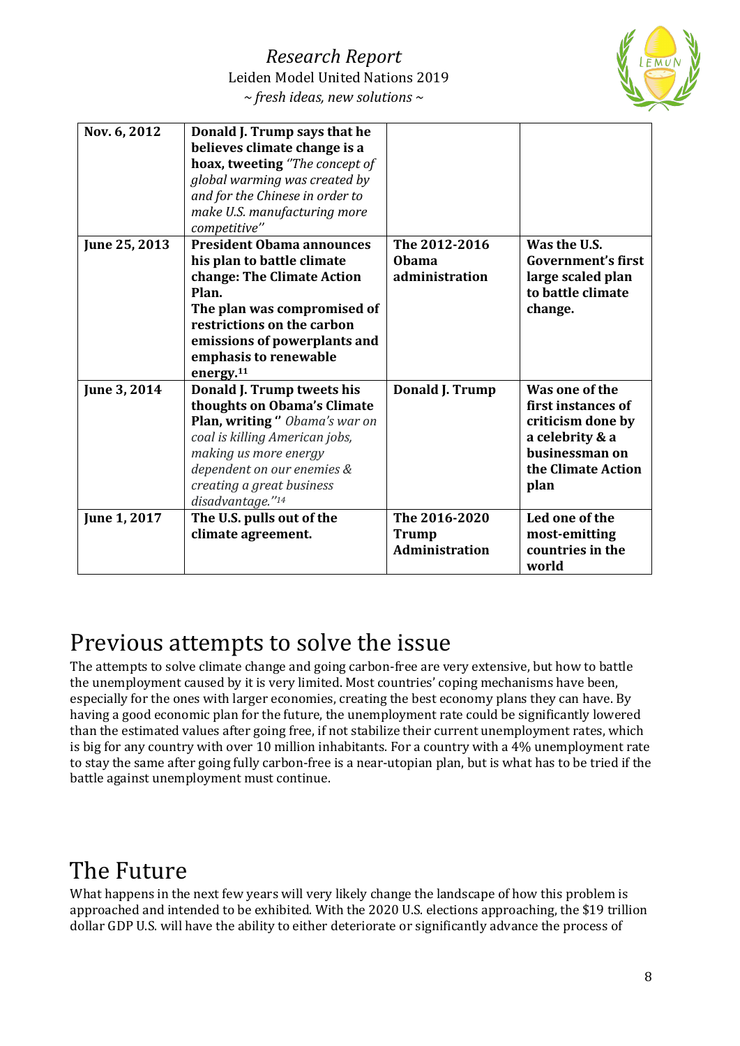| | | | |
|---|---|---|---|
| **Nov. 6, 2012** | **Donald J. Trump says that he believes climate change is a hoax, tweeting** *"The concept of global warming was created by and for the Chinese in order to make U.S. manufacturing more competitive"* | | |
| **June 25, 2013** | **President Obama announces his plan to battle climate change: The Climate Action Plan. The plan was compromised of restrictions on the carbon emissions of powerplants and emphasis to renewable energy.**[11] | **The 2012-2016 Obama administration** | **Was the U.S. Government's first large scaled plan to battle climate change.** |
| **June 3, 2014** | **Donald J. Trump tweets his thoughts on Obama's Climate Plan, writing "** *Obama's war on coal is killing American jobs, making us more energy dependent on our enemies & creating a great business disadvantage."*[14] | **Donald J. Trump** | **Was one of the first instances of criticism done by a celebrity & a businessman on the Climate Action plan** |
| **June 1, 2017** | **The U.S. pulls out of the climate agreement.** | **The 2016-2020 Trump Administration** | **Led one of the most-emitting countries in the world** |

# Previous attempts to solve the issue

The attempts to solve climate change and going carbon-free are very extensive, but how to battle the unemployment caused by it is very limited. Most countries' coping mechanisms have been, especially for the ones with larger economies, creating the best economy plans they can have. By having a good economic plan for the future, the unemployment rate could be significantly lowered than the estimated values after going free, if not stabilize their current unemployment rates, which is big for any country with over 10 million inhabitants. For a country with a 4% unemployment rate to stay the same after going fully carbon-free is a near-utopian plan, but is what has to be tried if the battle against unemployment must continue.

# The Future

What happens in the next few years will very likely change the landscape of how this problem is approached and intended to be exhibited. With the 2020 U.S. elections approaching, the $19 trillion dollar GDP U.S. will have the ability to either deteriorate or significantly advance the process of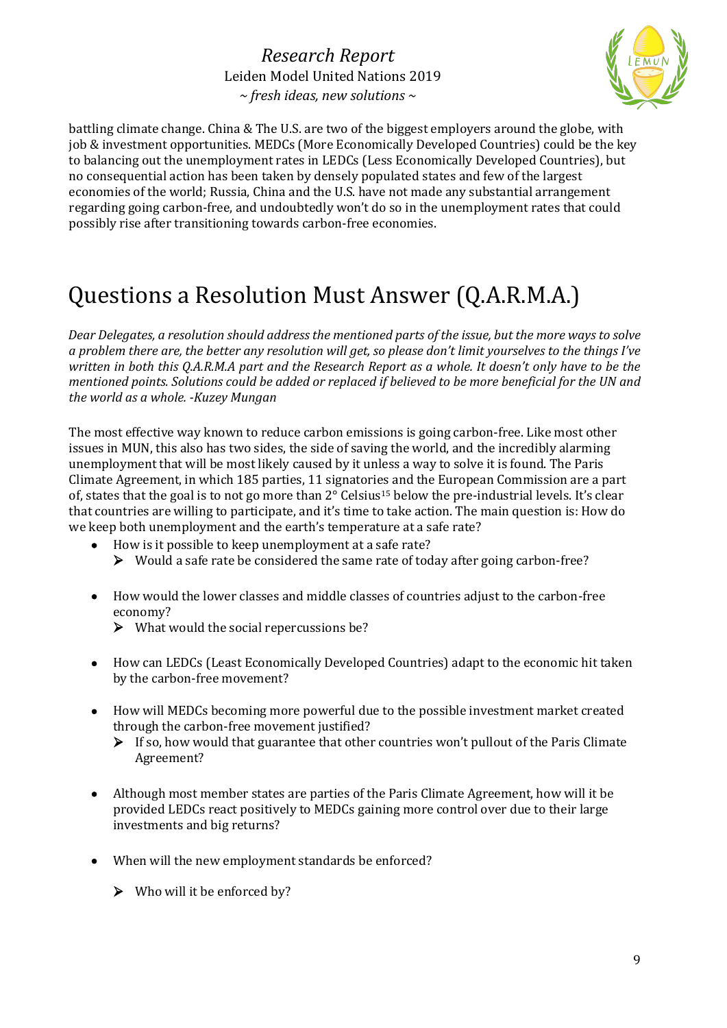battling climate change. China & The U.S. are two of the biggest employers around the globe, with job & investment opportunities. MEDCs (More Economically Developed Countries) could be the key to balancing out the unemployment rates in LEDCs (Less Economically Developed Countries), but no consequential action has been taken by densely populated states and few of the largest economies of the world; Russia, China and the U.S. have not made any substantial arrangement regarding going carbon-free, and undoubtedly won't do so in the unemployment rates that could possibly rise after transitioning towards carbon-free economies.

# Questions a Resolution Must Answer (Q.A.R.M.A.)

*Dear Delegates, a resolution should address the mentioned parts of the issue, but the more ways to solve a problem there are, the better any resolution will get, so please don't limit yourselves to the things I've written in both this Q.A.R.M.A part and the Research Report as a whole. It doesn't only have to be the mentioned points. Solutions could be added or replaced if believed to be more beneficial for the UN and the world as a whole. -Kuzey Mungan*

The most effective way known to reduce carbon emissions is going carbon-free. Like most other issues in MUN, this also has two sides, the side of saving the world, and the incredibly alarming unemployment that will be most likely caused by it unless a way to solve it is found. The Paris Climate Agreement, in which 185 parties, 11 signatories and the European Commission are a part of, states that the goal is to not go more than 2° Celsius[15] below the pre-industrial levels. It's clear that countries are willing to participate, and it's time to take action. The main question is: How do we keep both unemployment and the earth's temperature at a safe rate?

- How is it possible to keep unemployment at a safe rate?
  - Would a safe rate be considered the same rate of today after going carbon-free?
- How would the lower classes and middle classes of countries adjust to the carbon-free economy?
  - What would the social repercussions be?
- How can LEDCs (Least Economically Developed Countries) adapt to the economic hit taken by the carbon-free movement?
- How will MEDCs becoming more powerful due to the possible investment market created through the carbon-free movement justified?
  - If so, how would that guarantee that other countries won't pullout of the Paris Climate Agreement?
- Although most member states are parties of the Paris Climate Agreement, how will it be provided LEDCs react positively to MEDCs gaining more control over due to their large investments and big returns?
- When will the new employment standards be enforced?
  - Who will it be enforced by?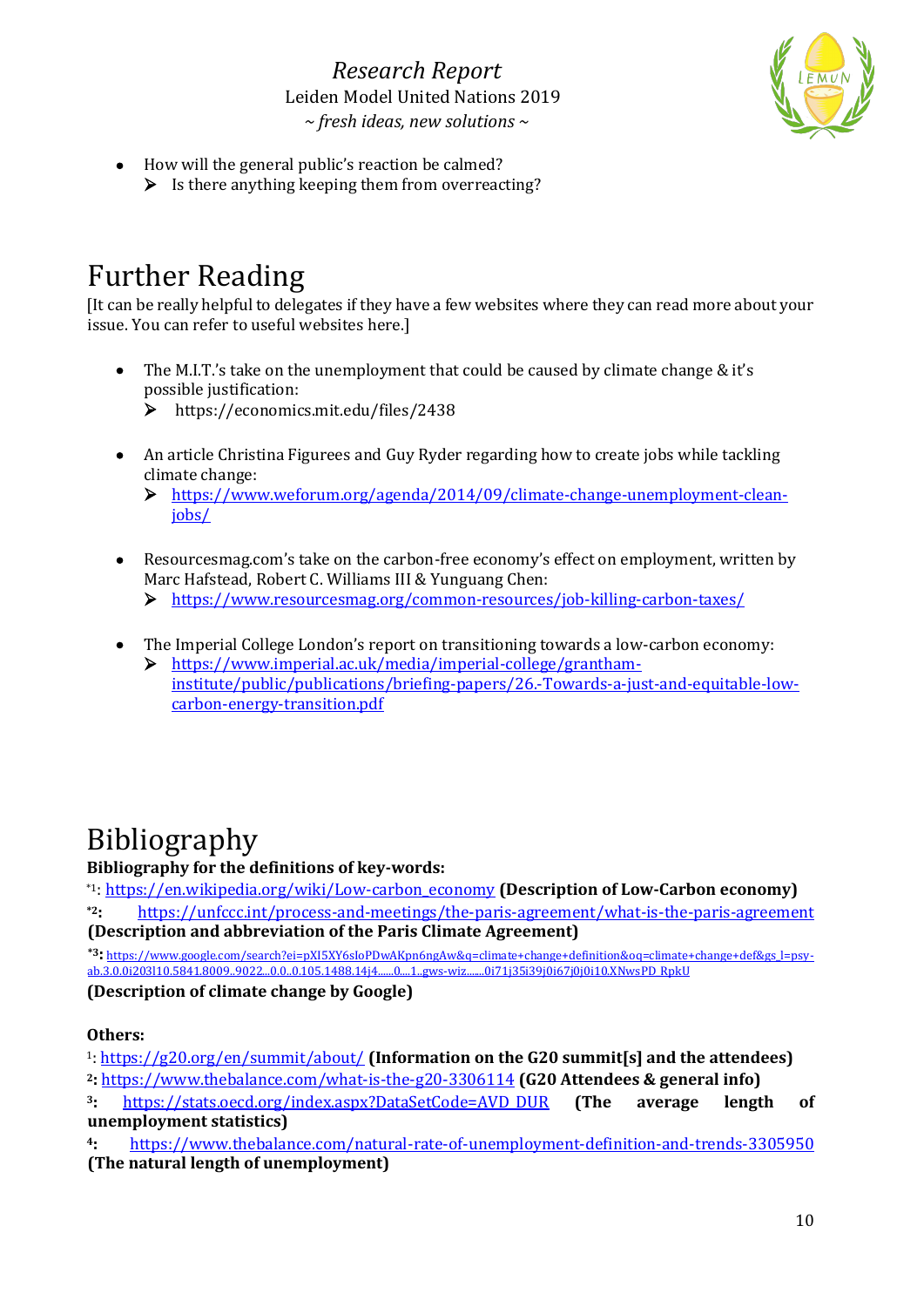- How will the general public's reaction be calmed?
  - Is there anything keeping them from overreacting?

# Further Reading

[It can be really helpful to delegates if they have a few websites where they can read more about your issue. You can refer to useful websites here.]

- The M.I.T.'s take on the unemployment that could be caused by climate change & it's possible justification:
  - https://economics.mit.edu/files/2438

- An article Christina Figurees and Guy Ryder regarding how to create jobs while tackling climate change:
  - https://www.weforum.org/agenda/2014/09/climate-change-unemployment-clean-jobs/

- Resourcesmag.com's take on the carbon-free economy's effect on employment, written by Marc Hafstead, Robert C. Williams III & Yunguang Chen:
  - https://www.resourcesmag.org/common-resources/job-killing-carbon-taxes/

- The Imperial College London's report on transitioning towards a low-carbon economy:
  - https://www.imperial.ac.uk/media/imperial-college/grantham-institute/public/publications/briefing-papers/26.-Towards-a-just-and-equitable-low-carbon-energy-transition.pdf

# Bibliography

**Bibliography for the definitions of key-words:**

*1: https://en.wikipedia.org/wiki/Low-carbon_economy **(Description of Low-Carbon economy)**

**\*2:** https://unfccc.int/process-and-meetings/the-paris-agreement/what-is-the-paris-agreement **(Description and abbreviation of the Paris Climate Agreement)**

**\*3:** https://www.google.com/search?ei=pXI5XY6sIoPDwAKpn6ngAw&q=climate+change+definition&oq=climate+change+def&gs_l=psy-ab.3.0.0i203l10.5841.8009..9022...0.0..0.105.1488.14j4......0....1..gws-wiz.......0i71j35i39j0i67j0j0i10.XNwsPD_RpkU

**(Description of climate change by Google)**

**Others:**

1: https://g20.org/en/summit/about/ **(Information on the G20 summit[s] and the attendees)**

**2:** https://www.thebalance.com/what-is-the-g20-3306114 **(G20 Attendees & general info)**

3: https://stats.oecd.org/index.aspx?DataSetCode=AVD_DUR **(The average length of unemployment statistics)**

**4:** https://www.thebalance.com/natural-rate-of-unemployment-definition-and-trends-3305950 **(The natural length of unemployment)**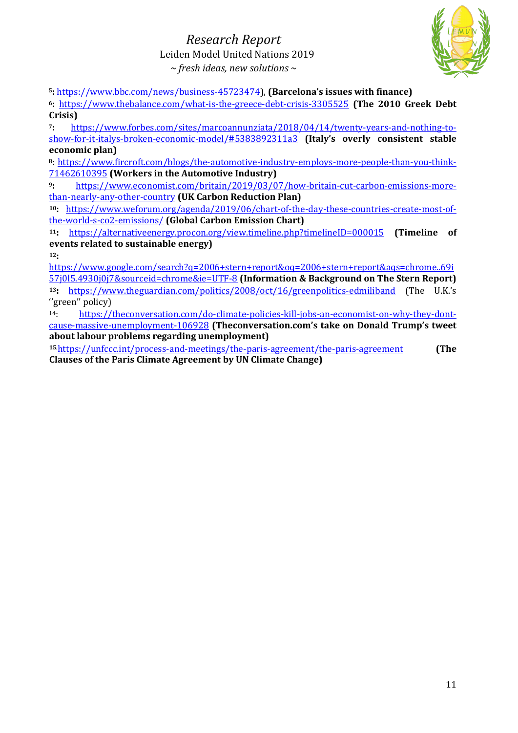[5]: https://www.bbc.com/news/business-45723474), **(Barcelona's issues with finance)**

[6]: https://www.thebalance.com/what-is-the-greece-debt-crisis-3305525 **(The 2010 Greek Debt Crisis)**

[7]: https://www.forbes.com/sites/marcoannunziata/2018/04/14/twenty-years-and-nothing-to-show-for-it-italys-broken-economic-model/#5383892311a3 **(Italy's overly consistent stable economic plan)**

[8]: https://www.fircroft.com/blogs/the-automotive-industry-employs-more-people-than-you-think-71462610395 **(Workers in the Automotive Industry)**

[9]: https://www.economist.com/britain/2019/03/07/how-britain-cut-carbon-emissions-more-than-nearly-any-other-country **(UK Carbon Reduction Plan)**

[10]: https://www.weforum.org/agenda/2019/06/chart-of-the-day-these-countries-create-most-of-the-world-s-co2-emissions/ **(Global Carbon Emission Chart)**

[11]: https://alternativeenergy.procon.org/view.timeline.php?timelineID=000015 **(Timeline of events related to sustainable energy)**

[12]: https://www.google.com/search?q=2006+stern+report&oq=2006+stern+report&aqs=chrome..69i57j0l5.4930j0j7&sourceid=chrome&ie=UTF-8 **(Information & Background on The Stern Report)**

[13]: https://www.theguardian.com/politics/2008/oct/16/greenpolitics-edmiliband (The U.K.'s ''green'' policy)

[14]: https://theconversation.com/do-climate-policies-kill-jobs-an-economist-on-why-they-dont-cause-massive-unemployment-106928 **(Theconversation.com's take on Donald Trump's tweet about labour problems regarding unemployment)**

[15]: https://unfccc.int/process-and-meetings/the-paris-agreement/the-paris-agreement **(The Clauses of the Paris Climate Agreement by UN Climate Change)**